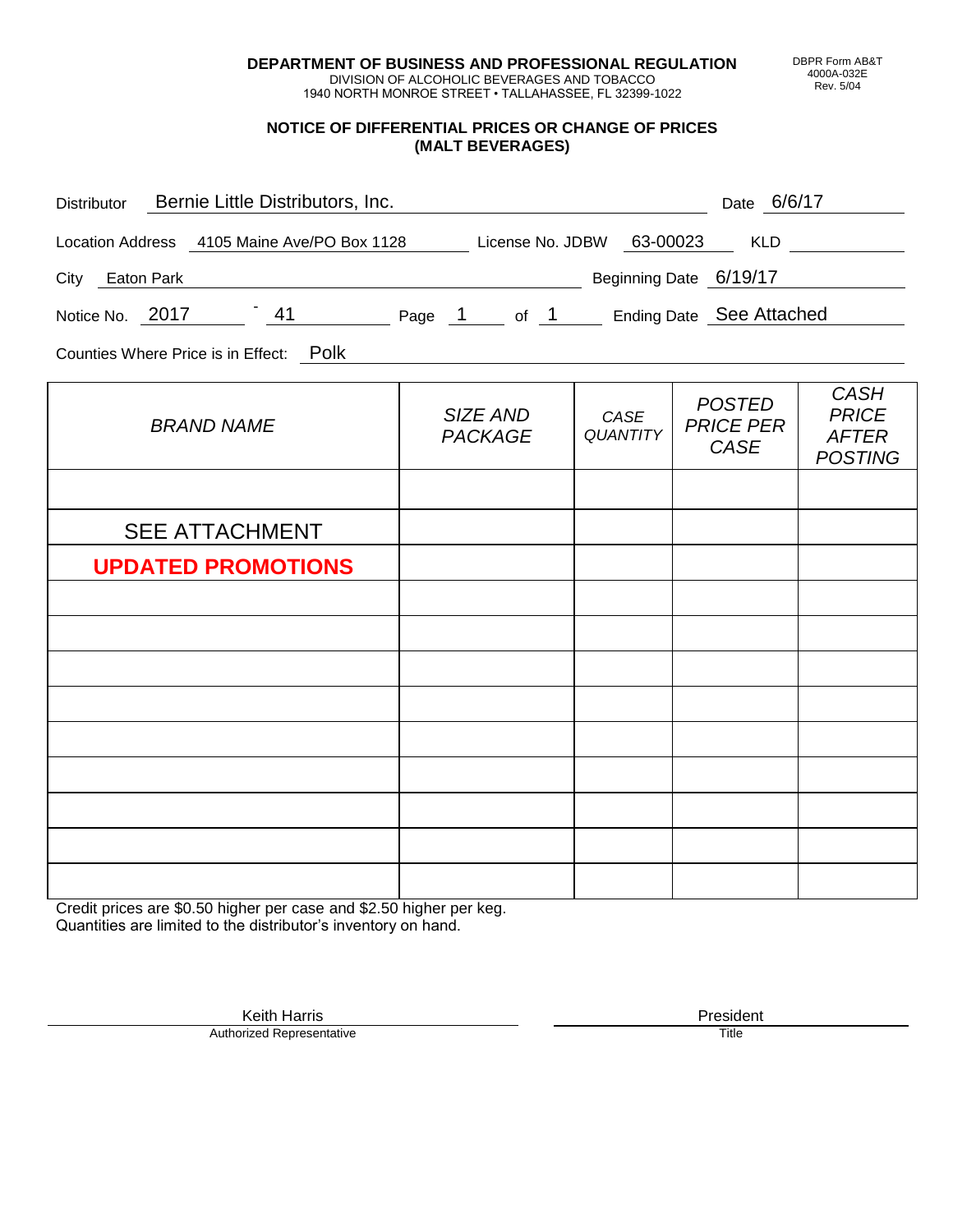**DEPARTMENT OF BUSINESS AND PROFESSIONAL REGULATION**
DIVISION OF ALCOHOLIC BEVERAGES AND TOBACCO
1940 NORTH MONROE STREET • TALLAHASSEE, FL 32399-1022

DBPR Form AB&T 4000A-032E Rev. 5/04

## NOTICE OF DIFFERENTIAL PRICES OR CHANGE OF PRICES (MALT BEVERAGES)

Distributor: Bernie Little Distributors, Inc. Date: 6/6/17

Location Address: 4105 Maine Ave/PO Box 1128 License No. JDBW: 63-00023 KLD:

City: Eaton Park Beginning Date: 6/19/17

Notice No. 2017 - 41 Page 1 of 1 Ending Date: See Attached

Counties Where Price is in Effect: Polk

| BRAND NAME | SIZE AND PACKAGE | CASE QUANTITY | POSTED PRICE PER CASE | CASH PRICE AFTER POSTING |
|---|---|---|---|---|
| | | | | |
| SEE ATTACHMENT | | | | |
| **UPDATED PROMOTIONS** | | | | |
| | | | | |
| | | | | |
| | | | | |
| | | | | |
| | | | | |
| | | | | |
| | | | | |
| | | | | |
| | | | | |

Credit prices are $0.50 higher per case and $2.50 higher per keg.
Quantities are limited to the distributor's inventory on hand.

Keith Harris
Authorized Representative

President
Title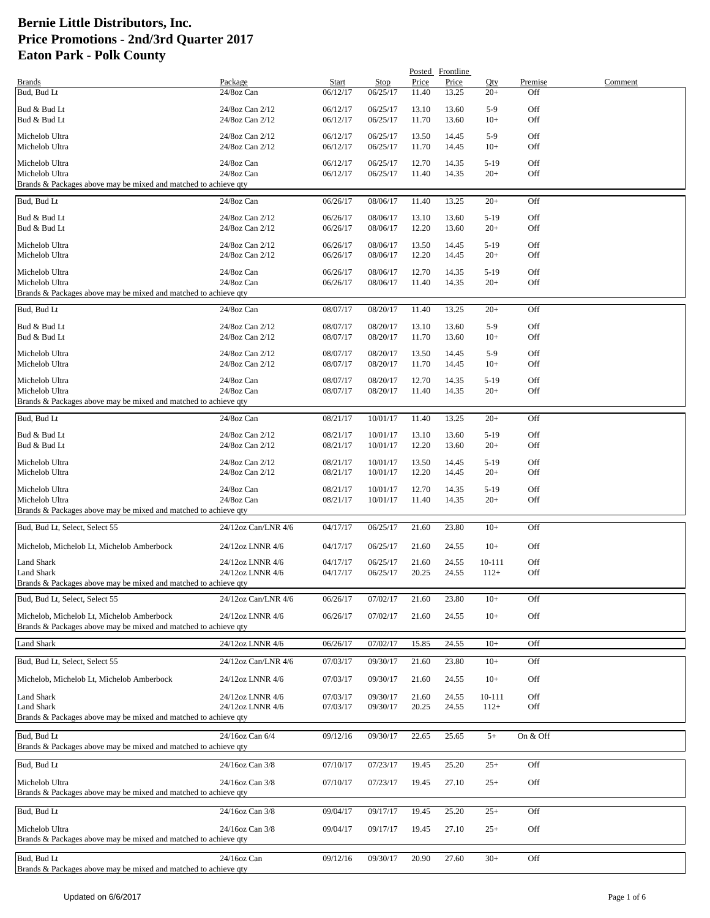# Bernie Little Distributors, Inc.
# Price Promotions - 2nd/3rd Quarter 2017
# Eaton Park - Polk County

| Brands | Package | Start | Stop | Posted Price | Frontline Price | Qty | Premise | Comment |
|---|---|---|---|---|---|---|---|---|
| Bud, Bud Lt | 24/8oz Can | 06/12/17 | 06/25/17 | 11.40 | 13.25 | 20+ | Off | |
| Bud & Bud Lt | 24/8oz Can 2/12 | 06/12/17 | 06/25/17 | 13.10 | 13.60 | 5-9 | Off | |
| Bud & Bud Lt | 24/8oz Can 2/12 | 06/12/17 | 06/25/17 | 11.70 | 13.60 | 10+ | Off | |
| Michelob Ultra | 24/8oz Can 2/12 | 06/12/17 | 06/25/17 | 13.50 | 14.45 | 5-9 | Off | |
| Michelob Ultra | 24/8oz Can 2/12 | 06/12/17 | 06/25/17 | 11.70 | 14.45 | 10+ | Off | |
| Michelob Ultra | 24/8oz Can | 06/12/17 | 06/25/17 | 12.70 | 14.35 | 5-19 | Off | |
| Michelob Ultra | 24/8oz Can | 06/12/17 | 06/25/17 | 11.40 | 14.35 | 20+ | Off | |
| Brands & Packages above may be mixed and matched to achieve qty | | | | | | | | |
| Bud, Bud Lt | 24/8oz Can | 06/26/17 | 08/06/17 | 11.40 | 13.25 | 20+ | Off | |
| Bud & Bud Lt | 24/8oz Can 2/12 | 06/26/17 | 08/06/17 | 13.10 | 13.60 | 5-19 | Off | |
| Bud & Bud Lt | 24/8oz Can 2/12 | 06/26/17 | 08/06/17 | 12.20 | 13.60 | 20+ | Off | |
| Michelob Ultra | 24/8oz Can 2/12 | 06/26/17 | 08/06/17 | 13.50 | 14.45 | 5-19 | Off | |
| Michelob Ultra | 24/8oz Can 2/12 | 06/26/17 | 08/06/17 | 12.20 | 14.45 | 20+ | Off | |
| Michelob Ultra | 24/8oz Can | 06/26/17 | 08/06/17 | 12.70 | 14.35 | 5-19 | Off | |
| Michelob Ultra | 24/8oz Can | 06/26/17 | 08/06/17 | 11.40 | 14.35 | 20+ | Off | |
| Brands & Packages above may be mixed and matched to achieve qty | | | | | | | | |
| Bud, Bud Lt | 24/8oz Can | 08/07/17 | 08/20/17 | 11.40 | 13.25 | 20+ | Off | |
| Bud & Bud Lt | 24/8oz Can 2/12 | 08/07/17 | 08/20/17 | 13.10 | 13.60 | 5-9 | Off | |
| Bud & Bud Lt | 24/8oz Can 2/12 | 08/07/17 | 08/20/17 | 11.70 | 13.60 | 10+ | Off | |
| Michelob Ultra | 24/8oz Can 2/12 | 08/07/17 | 08/20/17 | 13.50 | 14.45 | 5-9 | Off | |
| Michelob Ultra | 24/8oz Can 2/12 | 08/07/17 | 08/20/17 | 11.70 | 14.45 | 10+ | Off | |
| Michelob Ultra | 24/8oz Can | 08/07/17 | 08/20/17 | 12.70 | 14.35 | 5-19 | Off | |
| Michelob Ultra | 24/8oz Can | 08/07/17 | 08/20/17 | 11.40 | 14.35 | 20+ | Off | |
| Brands & Packages above may be mixed and matched to achieve qty | | | | | | | | |
| Bud, Bud Lt | 24/8oz Can | 08/21/17 | 10/01/17 | 11.40 | 13.25 | 20+ | Off | |
| Bud & Bud Lt | 24/8oz Can 2/12 | 08/21/17 | 10/01/17 | 13.10 | 13.60 | 5-19 | Off | |
| Bud & Bud Lt | 24/8oz Can 2/12 | 08/21/17 | 10/01/17 | 12.20 | 13.60 | 20+ | Off | |
| Michelob Ultra | 24/8oz Can 2/12 | 08/21/17 | 10/01/17 | 13.50 | 14.45 | 5-19 | Off | |
| Michelob Ultra | 24/8oz Can 2/12 | 08/21/17 | 10/01/17 | 12.20 | 14.45 | 20+ | Off | |
| Michelob Ultra | 24/8oz Can | 08/21/17 | 10/01/17 | 12.70 | 14.35 | 5-19 | Off | |
| Michelob Ultra | 24/8oz Can | 08/21/17 | 10/01/17 | 11.40 | 14.35 | 20+ | Off | |
| Brands & Packages above may be mixed and matched to achieve qty | | | | | | | | |
| Bud, Bud Lt, Select, Select 55 | 24/12oz Can/LNR 4/6 | 04/17/17 | 06/25/17 | 21.60 | 23.80 | 10+ | Off | |
| Michelob, Michelob Lt, Michelob Amberbock | 24/12oz LNNR 4/6 | 04/17/17 | 06/25/17 | 21.60 | 24.55 | 10+ | Off | |
| Land Shark | 24/12oz LNNR 4/6 | 04/17/17 | 06/25/17 | 21.60 | 24.55 | 10-111 | Off | |
| Land Shark | 24/12oz LNNR 4/6 | 04/17/17 | 06/25/17 | 20.25 | 24.55 | 112+ | Off | |
| Brands & Packages above may be mixed and matched to achieve qty | | | | | | | | |
| Bud, Bud Lt, Select, Select 55 | 24/12oz Can/LNR 4/6 | 06/26/17 | 07/02/17 | 21.60 | 23.80 | 10+ | Off | |
| Michelob, Michelob Lt, Michelob Amberbock | 24/12oz LNNR 4/6 | 06/26/17 | 07/02/17 | 21.60 | 24.55 | 10+ | Off | |
| Brands & Packages above may be mixed and matched to achieve qty | | | | | | | | |
| Land Shark | 24/12oz LNNR 4/6 | 06/26/17 | 07/02/17 | 15.85 | 24.55 | 10+ | Off | |
| Bud, Bud Lt, Select, Select 55 | 24/12oz Can/LNR 4/6 | 07/03/17 | 09/30/17 | 21.60 | 23.80 | 10+ | Off | |
| Michelob, Michelob Lt, Michelob Amberbock | 24/12oz LNNR 4/6 | 07/03/17 | 09/30/17 | 21.60 | 24.55 | 10+ | Off | |
| Land Shark | 24/12oz LNNR 4/6 | 07/03/17 | 09/30/17 | 21.60 | 24.55 | 10-111 | Off | |
| Land Shark | 24/12oz LNNR 4/6 | 07/03/17 | 09/30/17 | 20.25 | 24.55 | 112+ | Off | |
| Brands & Packages above may be mixed and matched to achieve qty | | | | | | | | |
| Bud, Bud Lt | 24/16oz Can 6/4 | 09/12/16 | 09/30/17 | 22.65 | 25.65 | 5+ | On & Off | |
| Brands & Packages above may be mixed and matched to achieve qty | | | | | | | | |
| Bud, Bud Lt | 24/16oz Can 3/8 | 07/10/17 | 07/23/17 | 19.45 | 25.20 | 25+ | Off | |
| Michelob Ultra | 24/16oz Can 3/8 | 07/10/17 | 07/23/17 | 19.45 | 27.10 | 25+ | Off | |
| Brands & Packages above may be mixed and matched to achieve qty | | | | | | | | |
| Bud, Bud Lt | 24/16oz Can 3/8 | 09/04/17 | 09/17/17 | 19.45 | 25.20 | 25+ | Off | |
| Michelob Ultra | 24/16oz Can 3/8 | 09/04/17 | 09/17/17 | 19.45 | 27.10 | 25+ | Off | |
| Brands & Packages above may be mixed and matched to achieve qty | | | | | | | | |
| Bud, Bud Lt | 24/16oz Can | 09/12/16 | 09/30/17 | 20.90 | 27.60 | 30+ | Off | |
| Brands & Packages above may be mixed and matched to achieve qty | | | | | | | | |

Updated on 6/6/2017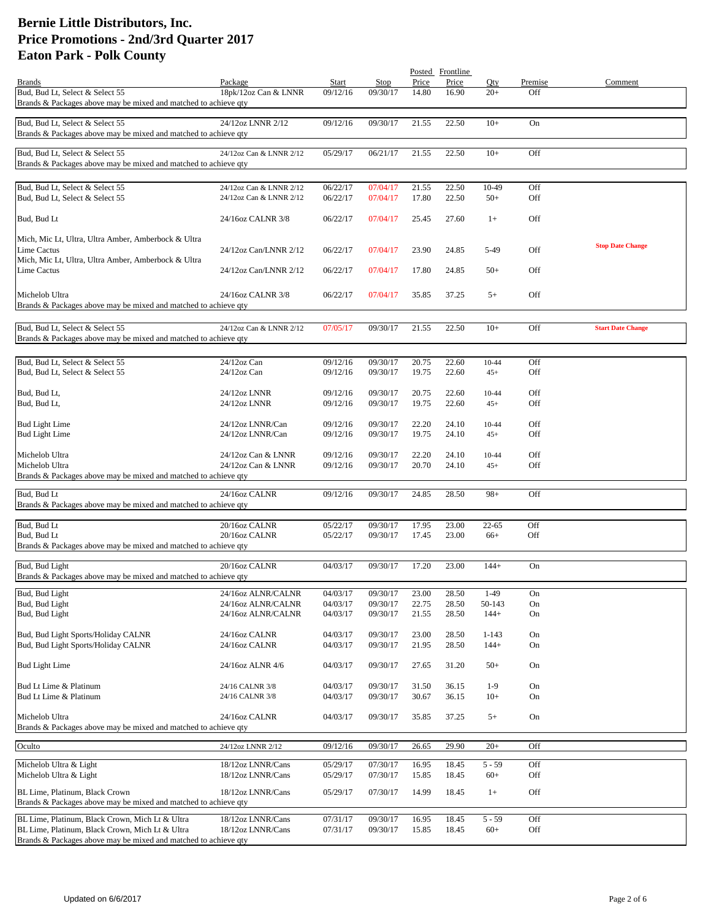# Bernie Little Distributors, Inc.
# Price Promotions - 2nd/3rd Quarter 2017
# Eaton Park - Polk County

| Brands | Package | Start | Stop | Posted Price | Frontline Price | Qty | Premise | Comment |
|---|---|---|---|---|---|---|---|---|
| Bud, Bud Lt, Select & Select 55 | 18pk/12oz Can & LNNR | 09/12/16 | 09/30/17 | 14.80 | 16.90 | 20+ | Off | |
| Brands & Packages above may be mixed and matched to achieve qty | | | | | | | | |
| Bud, Bud Lt, Select & Select 55 | 24/12oz LNNR 2/12 | 09/12/16 | 09/30/17 | 21.55 | 22.50 | 10+ | On | |
| Brands & Packages above may be mixed and matched to achieve qty | | | | | | | | |
| Bud, Bud Lt, Select & Select 55 | 24/12oz Can & LNNR 2/12 | 05/29/17 | 06/21/17 | 21.55 | 22.50 | 10+ | Off | |
| Brands & Packages above may be mixed and matched to achieve qty | | | | | | | | |
| Bud, Bud Lt, Select & Select 55 | 24/12oz Can & LNNR 2/12 | 06/22/17 | 07/04/17 | 21.55 | 22.50 | 10-49 | Off | |
| Bud, Bud Lt, Select & Select 55 | 24/12oz Can & LNNR 2/12 | 06/22/17 | 07/04/17 | 17.80 | 22.50 | 50+ | Off | |
| Bud, Bud Lt | 24/16oz CALNR 3/8 | 06/22/17 | 07/04/17 | 25.45 | 27.60 | 1+ | Off | |
| Mich, Mic Lt, Ultra, Ultra Amber, Amberbock & Ultra Lime Cactus | 24/12oz Can/LNNR 2/12 | 06/22/17 | 07/04/17 | 23.90 | 24.85 | 5-49 | Off | **Stop Date Change** |
| Mich, Mic Lt, Ultra, Ultra Amber, Amberbock & Ultra Lime Cactus | 24/12oz Can/LNNR 2/12 | 06/22/17 | 07/04/17 | 17.80 | 24.85 | 50+ | Off | |
| Michelob Ultra | 24/16oz CALNR 3/8 | 06/22/17 | 07/04/17 | 35.85 | 37.25 | 5+ | Off | |
| Brands & Packages above may be mixed and matched to achieve qty | | | | | | | | |
| Bud, Bud Lt, Select & Select 55 | 24/12oz Can & LNNR 2/12 | 07/05/17 | 09/30/17 | 21.55 | 22.50 | 10+ | Off | **Start Date Change** |
| Brands & Packages above may be mixed and matched to achieve qty | | | | | | | | |
| Bud, Bud Lt, Select & Select 55 | 24/12oz Can | 09/12/16 | 09/30/17 | 20.75 | 22.60 | 10-44 | Off | |
| Bud, Bud Lt, Select & Select 55 | 24/12oz Can | 09/12/16 | 09/30/17 | 19.75 | 22.60 | 45+ | Off | |
| Bud, Bud Lt, | 24/12oz LNNR | 09/12/16 | 09/30/17 | 20.75 | 22.60 | 10-44 | Off | |
| Bud, Bud Lt, | 24/12oz LNNR | 09/12/16 | 09/30/17 | 19.75 | 22.60 | 45+ | Off | |
| Bud Light Lime | 24/12oz LNNR/Can | 09/12/16 | 09/30/17 | 22.20 | 24.10 | 10-44 | Off | |
| Bud Light Lime | 24/12oz LNNR/Can | 09/12/16 | 09/30/17 | 19.75 | 24.10 | 45+ | Off | |
| Michelob Ultra | 24/12oz Can & LNNR | 09/12/16 | 09/30/17 | 22.20 | 24.10 | 10-44 | Off | |
| Michelob Ultra | 24/12oz Can & LNNR | 09/12/16 | 09/30/17 | 20.70 | 24.10 | 45+ | Off | |
| Brands & Packages above may be mixed and matched to achieve qty | | | | | | | | |
| Bud, Bud Lt | 24/16oz CALNR | 09/12/16 | 09/30/17 | 24.85 | 28.50 | 98+ | Off | |
| Brands & Packages above may be mixed and matched to achieve qty | | | | | | | | |
| Bud, Bud Lt | 20/16oz CALNR | 05/22/17 | 09/30/17 | 17.95 | 23.00 | 22-65 | Off | |
| Bud, Bud Lt | 20/16oz CALNR | 05/22/17 | 09/30/17 | 17.45 | 23.00 | 66+ | Off | |
| Brands & Packages above may be mixed and matched to achieve qty | | | | | | | | |
| Bud, Bud Light | 20/16oz CALNR | 04/03/17 | 09/30/17 | 17.20 | 23.00 | 144+ | On | |
| Brands & Packages above may be mixed and matched to achieve qty | | | | | | | | |
| Bud, Bud Light | 24/16oz ALNR/CALNR | 04/03/17 | 09/30/17 | 23.00 | 28.50 | 1-49 | On | |
| Bud, Bud Light | 24/16oz ALNR/CALNR | 04/03/17 | 09/30/17 | 22.75 | 28.50 | 50-143 | On | |
| Bud, Bud Light | 24/16oz ALNR/CALNR | 04/03/17 | 09/30/17 | 21.55 | 28.50 | 144+ | On | |
| Bud, Bud Light Sports/Holiday CALNR | 24/16oz CALNR | 04/03/17 | 09/30/17 | 23.00 | 28.50 | 1-143 | On | |
| Bud, Bud Light Sports/Holiday CALNR | 24/16oz CALNR | 04/03/17 | 09/30/17 | 21.95 | 28.50 | 144+ | On | |
| Bud Light Lime | 24/16oz ALNR 4/6 | 04/03/17 | 09/30/17 | 27.65 | 31.20 | 50+ | On | |
| Bud Lt Lime & Platinum | 24/16 CALNR 3/8 | 04/03/17 | 09/30/17 | 31.50 | 36.15 | 1-9 | On | |
| Bud Lt Lime & Platinum | 24/16 CALNR 3/8 | 04/03/17 | 09/30/17 | 30.67 | 36.15 | 10+ | On | |
| Michelob Ultra | 24/16oz CALNR | 04/03/17 | 09/30/17 | 35.85 | 37.25 | 5+ | On | |
| Brands & Packages above may be mixed and matched to achieve qty | | | | | | | | |
| Oculto | 24/12oz LNNR 2/12 | 09/12/16 | 09/30/17 | 26.65 | 29.90 | 20+ | Off | |
| Michelob Ultra & Light | 18/12oz LNNR/Cans | 05/29/17 | 07/30/17 | 16.95 | 18.45 | 5 - 59 | Off | |
| Michelob Ultra & Light | 18/12oz LNNR/Cans | 05/29/17 | 07/30/17 | 15.85 | 18.45 | 60+ | Off | |
| BL Lime, Platinum, Black Crown | 18/12oz LNNR/Cans | 05/29/17 | 07/30/17 | 14.99 | 18.45 | 1+ | Off | |
| Brands & Packages above may be mixed and matched to achieve qty | | | | | | | | |
| BL Lime, Platinum, Black Crown, Mich Lt & Ultra | 18/12oz LNNR/Cans | 07/31/17 | 09/30/17 | 16.95 | 18.45 | 5 - 59 | Off | |
| BL Lime, Platinum, Black Crown, Mich Lt & Ultra | 18/12oz LNNR/Cans | 07/31/17 | 09/30/17 | 15.85 | 18.45 | 60+ | Off | |
| Brands & Packages above may be mixed and matched to achieve qty | | | | | | | | |

Updated on 6/6/2017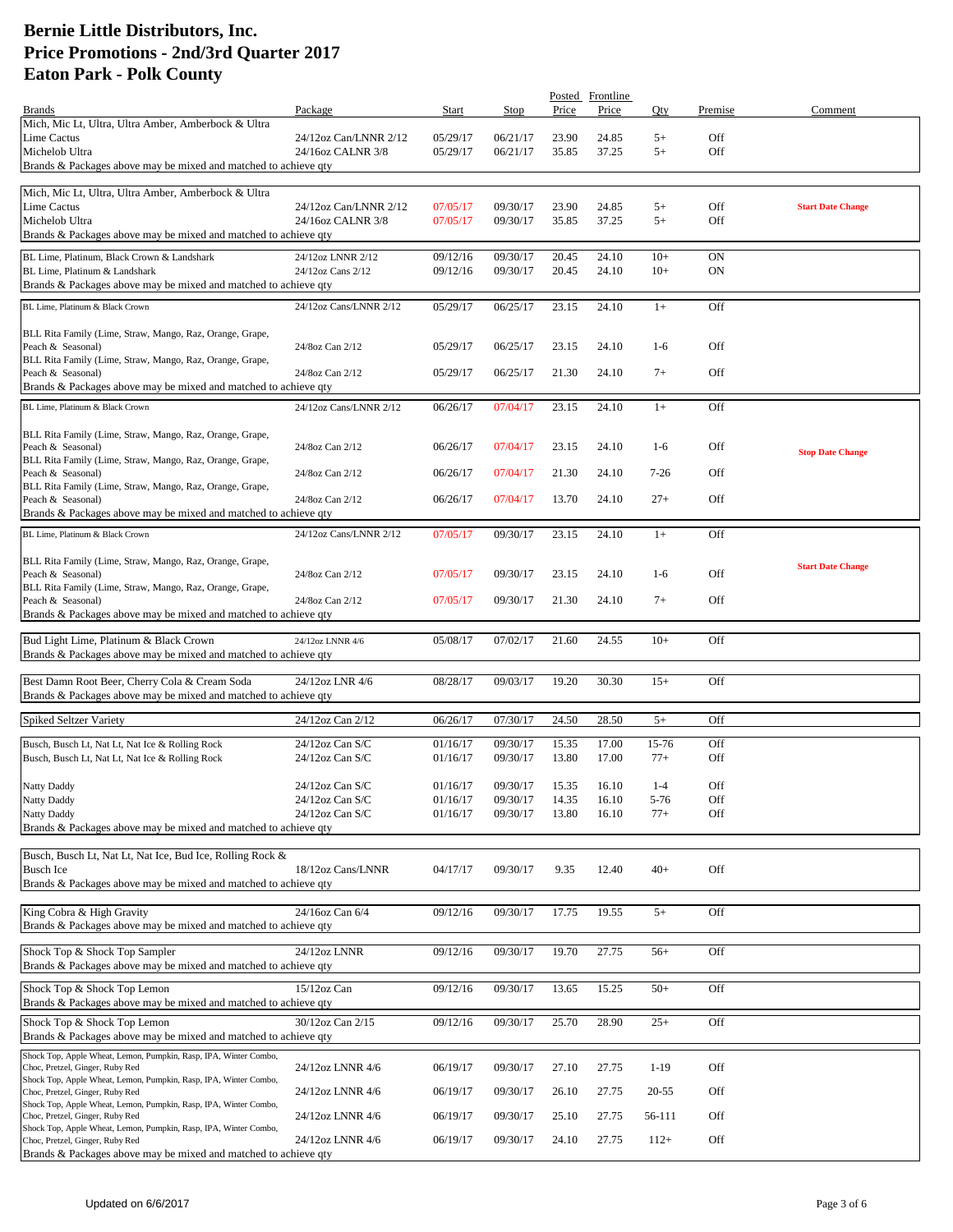# Bernie Little Distributors, Inc.
# Price Promotions - 2nd/3rd Quarter 2017
# Eaton Park - Polk County

| Brands | Package | Start | Stop | Posted Price | Frontline Price | Qty | Premise | Comment |
|---|---|---|---|---|---|---|---|---|
| Mich, Mic Lt, Ultra, Ultra Amber, Amberbock & Ultra Lime Cactus | 24/12oz Can/LNNR 2/12 | 05/29/17 | 06/21/17 | 23.90 | 24.85 | 5+ | Off | |
| Michelob Ultra | 24/16oz CALNR 3/8 | 05/29/17 | 06/21/17 | 35.85 | 37.25 | 5+ | Off | |
| Brands & Packages above may be mixed and matched to achieve qty | | | | | | | | |
| Mich, Mic Lt, Ultra, Ultra Amber, Amberbock & Ultra Lime Cactus | 24/12oz Can/LNNR 2/12 | 07/05/17 | 09/30/17 | 23.90 | 24.85 | 5+ | Off | **Start Date Change** |
| Michelob Ultra | 24/16oz CALNR 3/8 | 07/05/17 | 09/30/17 | 35.85 | 37.25 | 5+ | Off | |
| Brands & Packages above may be mixed and matched to achieve qty | | | | | | | | |
| BL Lime, Platinum, Black Crown & Landshark | 24/12oz LNNR 2/12 | 09/12/16 | 09/30/17 | 20.45 | 24.10 | 10+ | ON | |
| BL Lime, Platinum & Landshark | 24/12oz Cans 2/12 | 09/12/16 | 09/30/17 | 20.45 | 24.10 | 10+ | ON | |
| Brands & Packages above may be mixed and matched to achieve qty | | | | | | | | |
| BL Lime, Platinum & Black Crown | 24/12oz Cans/LNNR 2/12 | 05/29/17 | 06/25/17 | 23.15 | 24.10 | 1+ | Off | |
| BLL Rita Family (Lime, Straw, Mango, Raz, Orange, Grape, Peach & Seasonal) | 24/8oz Can 2/12 | 05/29/17 | 06/25/17 | 23.15 | 24.10 | 1-6 | Off | |
| BLL Rita Family (Lime, Straw, Mango, Raz, Orange, Grape, Peach & Seasonal) | 24/8oz Can 2/12 | 05/29/17 | 06/25/17 | 21.30 | 24.10 | 7+ | Off | |
| Brands & Packages above may be mixed and matched to achieve qty | | | | | | | | |
| BL Lime, Platinum & Black Crown | 24/12oz Cans/LNNR 2/12 | 06/26/17 | 07/04/17 | 23.15 | 24.10 | 1+ | Off | |
| BLL Rita Family (Lime, Straw, Mango, Raz, Orange, Grape, Peach & Seasonal) | 24/8oz Can 2/12 | 06/26/17 | 07/04/17 | 23.15 | 24.10 | 1-6 | Off | **Stop Date Change** |
| BLL Rita Family (Lime, Straw, Mango, Raz, Orange, Grape, Peach & Seasonal) | 24/8oz Can 2/12 | 06/26/17 | 07/04/17 | 21.30 | 24.10 | 7-26 | Off | |
| BLL Rita Family (Lime, Straw, Mango, Raz, Orange, Grape, Peach & Seasonal) | 24/8oz Can 2/12 | 06/26/17 | 07/04/17 | 13.70 | 24.10 | 27+ | Off | |
| Brands & Packages above may be mixed and matched to achieve qty | | | | | | | | |
| BL Lime, Platinum & Black Crown | 24/12oz Cans/LNNR 2/12 | 07/05/17 | 09/30/17 | 23.15 | 24.10 | 1+ | Off | |
| BLL Rita Family (Lime, Straw, Mango, Raz, Orange, Grape, Peach & Seasonal) | 24/8oz Can 2/12 | 07/05/17 | 09/30/17 | 23.15 | 24.10 | 1-6 | Off | **Start Date Change** |
| BLL Rita Family (Lime, Straw, Mango, Raz, Orange, Grape, Peach & Seasonal) | 24/8oz Can 2/12 | 07/05/17 | 09/30/17 | 21.30 | 24.10 | 7+ | Off | |
| Brands & Packages above may be mixed and matched to achieve qty | | | | | | | | |
| Bud Light Lime, Platinum & Black Crown | 24/12oz LNNR 4/6 | 05/08/17 | 07/02/17 | 21.60 | 24.55 | 10+ | Off | |
| Brands & Packages above may be mixed and matched to achieve qty | | | | | | | | |
| Best Damn Root Beer, Cherry Cola & Cream Soda | 24/12oz LNR 4/6 | 08/28/17 | 09/03/17 | 19.20 | 30.30 | 15+ | Off | |
| Brands & Packages above may be mixed and matched to achieve qty | | | | | | | | |
| Spiked Seltzer Variety | 24/12oz Can 2/12 | 06/26/17 | 07/30/17 | 24.50 | 28.50 | 5+ | Off | |
| Busch, Busch Lt, Nat Lt, Nat Ice & Rolling Rock | 24/12oz Can S/C | 01/16/17 | 09/30/17 | 15.35 | 17.00 | 15-76 | Off | |
| Busch, Busch Lt, Nat Lt, Nat Ice & Rolling Rock | 24/12oz Can S/C | 01/16/17 | 09/30/17 | 13.80 | 17.00 | 77+ | Off | |
| Natty Daddy | 24/12oz Can S/C | 01/16/17 | 09/30/17 | 15.35 | 16.10 | 1-4 | Off | |
| Natty Daddy | 24/12oz Can S/C | 01/16/17 | 09/30/17 | 14.35 | 16.10 | 5-76 | Off | |
| Natty Daddy | 24/12oz Can S/C | 01/16/17 | 09/30/17 | 13.80 | 16.10 | 77+ | Off | |
| Brands & Packages above may be mixed and matched to achieve qty | | | | | | | | |
| Busch, Busch Lt, Nat Lt, Nat Ice, Bud Ice, Rolling Rock & Busch Ice | 18/12oz Cans/LNNR | 04/17/17 | 09/30/17 | 9.35 | 12.40 | 40+ | Off | |
| Brands & Packages above may be mixed and matched to achieve qty | | | | | | | | |
| King Cobra & High Gravity | 24/16oz Can 6/4 | 09/12/16 | 09/30/17 | 17.75 | 19.55 | 5+ | Off | |
| Brands & Packages above may be mixed and matched to achieve qty | | | | | | | | |
| Shock Top & Shock Top Sampler | 24/12oz LNNR | 09/12/16 | 09/30/17 | 19.70 | 27.75 | 56+ | Off | |
| Brands & Packages above may be mixed and matched to achieve qty | | | | | | | | |
| Shock Top & Shock Top Lemon | 15/12oz Can | 09/12/16 | 09/30/17 | 13.65 | 15.25 | 50+ | Off | |
| Brands & Packages above may be mixed and matched to achieve qty | | | | | | | | |
| Shock Top & Shock Top Lemon | 30/12oz Can 2/15 | 09/12/16 | 09/30/17 | 25.70 | 28.90 | 25+ | Off | |
| Brands & Packages above may be mixed and matched to achieve qty | | | | | | | | |
| Shock Top, Apple Wheat, Lemon, Pumpkin, Rasp, IPA, Winter Combo, Choc, Pretzel, Ginger, Ruby Red | 24/12oz LNNR 4/6 | 06/19/17 | 09/30/17 | 27.10 | 27.75 | 1-19 | Off | |
| Shock Top, Apple Wheat, Lemon, Pumpkin, Rasp, IPA, Winter Combo, Choc, Pretzel, Ginger, Ruby Red | 24/12oz LNNR 4/6 | 06/19/17 | 09/30/17 | 26.10 | 27.75 | 20-55 | Off | |
| Shock Top, Apple Wheat, Lemon, Pumpkin, Rasp, IPA, Winter Combo, Choc, Pretzel, Ginger, Ruby Red | 24/12oz LNNR 4/6 | 06/19/17 | 09/30/17 | 25.10 | 27.75 | 56-111 | Off | |
| Shock Top, Apple Wheat, Lemon, Pumpkin, Rasp, IPA, Winter Combo, Choc, Pretzel, Ginger, Ruby Red | 24/12oz LNNR 4/6 | 06/19/17 | 09/30/17 | 24.10 | 27.75 | 112+ | Off | |
| Brands & Packages above may be mixed and matched to achieve qty | | | | | | | | |

Updated on 6/6/2017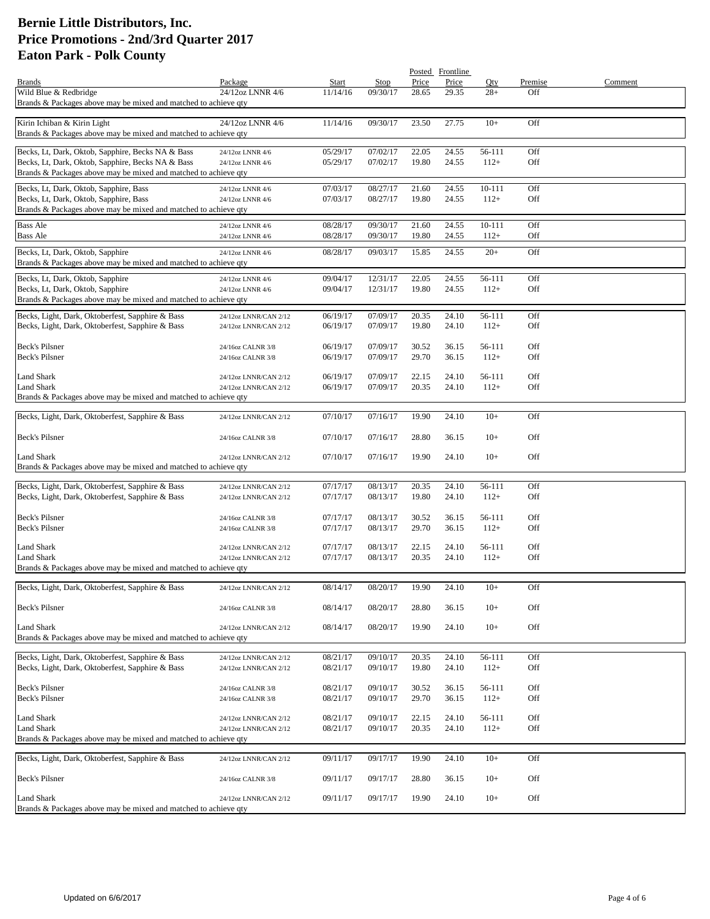# Bernie Little Distributors, Inc.
# Price Promotions - 2nd/3rd Quarter 2017
# Eaton Park - Polk County

| Brands | Package | Start | Stop | Posted Price | Frontline Price | Qty | Premise | Comment |
|---|---|---|---|---|---|---|---|---|
| Wild Blue & Redbridge | 24/12oz LNNR 4/6 | 11/14/16 | 09/30/17 | 28.65 | 29.35 | 28+ | Off | |
| Brands & Packages above may be mixed and matched to achieve qty | | | | | | | | |
| Kirin Ichiban & Kirin Light | 24/12oz LNNR 4/6 | 11/14/16 | 09/30/17 | 23.50 | 27.75 | 10+ | Off | |
| Brands & Packages above may be mixed and matched to achieve qty | | | | | | | | |
| Becks, Lt, Dark, Oktob, Sapphire, Becks NA & Bass | 24/12oz LNNR 4/6 | 05/29/17 | 07/02/17 | 22.05 | 24.55 | 56-111 | Off | |
| Becks, Lt, Dark, Oktob, Sapphire, Becks NA & Bass | 24/12oz LNNR 4/6 | 05/29/17 | 07/02/17 | 19.80 | 24.55 | 112+ | Off | |
| Brands & Packages above may be mixed and matched to achieve qty | | | | | | | | |
| Becks, Lt, Dark, Oktob, Sapphire, Bass | 24/12oz LNNR 4/6 | 07/03/17 | 08/27/17 | 21.60 | 24.55 | 10-111 | Off | |
| Becks, Lt, Dark, Oktob, Sapphire, Bass | 24/12oz LNNR 4/6 | 07/03/17 | 08/27/17 | 19.80 | 24.55 | 112+ | Off | |
| Brands & Packages above may be mixed and matched to achieve qty | | | | | | | | |
| Bass Ale | 24/12oz LNNR 4/6 | 08/28/17 | 09/30/17 | 21.60 | 24.55 | 10-111 | Off | |
| Bass Ale | 24/12oz LNNR 4/6 | 08/28/17 | 09/30/17 | 19.80 | 24.55 | 112+ | Off | |
| Becks, Lt, Dark, Oktob, Sapphire | 24/12oz LNNR 4/6 | 08/28/17 | 09/03/17 | 15.85 | 24.55 | 20+ | Off | |
| Brands & Packages above may be mixed and matched to achieve qty | | | | | | | | |
| Becks, Lt, Dark, Oktob, Sapphire | 24/12oz LNNR 4/6 | 09/04/17 | 12/31/17 | 22.05 | 24.55 | 56-111 | Off | |
| Becks, Lt, Dark, Oktob, Sapphire | 24/12oz LNNR 4/6 | 09/04/17 | 12/31/17 | 19.80 | 24.55 | 112+ | Off | |
| Brands & Packages above may be mixed and matched to achieve qty | | | | | | | | |
| Becks, Light, Dark, Oktoberfest, Sapphire & Bass | 24/12oz LNNR/CAN 2/12 | 06/19/17 | 07/09/17 | 20.35 | 24.10 | 56-111 | Off | |
| Becks, Light, Dark, Oktoberfest, Sapphire & Bass | 24/12oz LNNR/CAN 2/12 | 06/19/17 | 07/09/17 | 19.80 | 24.10 | 112+ | Off | |
| Beck's Pilsner | 24/16oz CALNR 3/8 | 06/19/17 | 07/09/17 | 30.52 | 36.15 | 56-111 | Off | |
| Beck's Pilsner | 24/16oz CALNR 3/8 | 06/19/17 | 07/09/17 | 29.70 | 36.15 | 112+ | Off | |
| Land Shark | 24/12oz LNNR/CAN 2/12 | 06/19/17 | 07/09/17 | 22.15 | 24.10 | 56-111 | Off | |
| Land Shark | 24/12oz LNNR/CAN 2/12 | 06/19/17 | 07/09/17 | 20.35 | 24.10 | 112+ | Off | |
| Brands & Packages above may be mixed and matched to achieve qty | | | | | | | | |
| Becks, Light, Dark, Oktoberfest, Sapphire & Bass | 24/12oz LNNR/CAN 2/12 | 07/10/17 | 07/16/17 | 19.90 | 24.10 | 10+ | Off | |
| Beck's Pilsner | 24/16oz CALNR 3/8 | 07/10/17 | 07/16/17 | 28.80 | 36.15 | 10+ | Off | |
| Land Shark | 24/12oz LNNR/CAN 2/12 | 07/10/17 | 07/16/17 | 19.90 | 24.10 | 10+ | Off | |
| Brands & Packages above may be mixed and matched to achieve qty | | | | | | | | |
| Becks, Light, Dark, Oktoberfest, Sapphire & Bass | 24/12oz LNNR/CAN 2/12 | 07/17/17 | 08/13/17 | 20.35 | 24.10 | 56-111 | Off | |
| Becks, Light, Dark, Oktoberfest, Sapphire & Bass | 24/12oz LNNR/CAN 2/12 | 07/17/17 | 08/13/17 | 19.80 | 24.10 | 112+ | Off | |
| Beck's Pilsner | 24/16oz CALNR 3/8 | 07/17/17 | 08/13/17 | 30.52 | 36.15 | 56-111 | Off | |
| Beck's Pilsner | 24/16oz CALNR 3/8 | 07/17/17 | 08/13/17 | 29.70 | 36.15 | 112+ | Off | |
| Land Shark | 24/12oz LNNR/CAN 2/12 | 07/17/17 | 08/13/17 | 22.15 | 24.10 | 56-111 | Off | |
| Land Shark | 24/12oz LNNR/CAN 2/12 | 07/17/17 | 08/13/17 | 20.35 | 24.10 | 112+ | Off | |
| Brands & Packages above may be mixed and matched to achieve qty | | | | | | | | |
| Becks, Light, Dark, Oktoberfest, Sapphire & Bass | 24/12oz LNNR/CAN 2/12 | 08/14/17 | 08/20/17 | 19.90 | 24.10 | 10+ | Off | |
| Beck's Pilsner | 24/16oz CALNR 3/8 | 08/14/17 | 08/20/17 | 28.80 | 36.15 | 10+ | Off | |
| Land Shark | 24/12oz LNNR/CAN 2/12 | 08/14/17 | 08/20/17 | 19.90 | 24.10 | 10+ | Off | |
| Brands & Packages above may be mixed and matched to achieve qty | | | | | | | | |
| Becks, Light, Dark, Oktoberfest, Sapphire & Bass | 24/12oz LNNR/CAN 2/12 | 08/21/17 | 09/10/17 | 20.35 | 24.10 | 56-111 | Off | |
| Becks, Light, Dark, Oktoberfest, Sapphire & Bass | 24/12oz LNNR/CAN 2/12 | 08/21/17 | 09/10/17 | 19.80 | 24.10 | 112+ | Off | |
| Beck's Pilsner | 24/16oz CALNR 3/8 | 08/21/17 | 09/10/17 | 30.52 | 36.15 | 56-111 | Off | |
| Beck's Pilsner | 24/16oz CALNR 3/8 | 08/21/17 | 09/10/17 | 29.70 | 36.15 | 112+ | Off | |
| Land Shark | 24/12oz LNNR/CAN 2/12 | 08/21/17 | 09/10/17 | 22.15 | 24.10 | 56-111 | Off | |
| Land Shark | 24/12oz LNNR/CAN 2/12 | 08/21/17 | 09/10/17 | 20.35 | 24.10 | 112+ | Off | |
| Brands & Packages above may be mixed and matched to achieve qty | | | | | | | | |
| Becks, Light, Dark, Oktoberfest, Sapphire & Bass | 24/12oz LNNR/CAN 2/12 | 09/11/17 | 09/17/17 | 19.90 | 24.10 | 10+ | Off | |
| Beck's Pilsner | 24/16oz CALNR 3/8 | 09/11/17 | 09/17/17 | 28.80 | 36.15 | 10+ | Off | |
| Land Shark | 24/12oz LNNR/CAN 2/12 | 09/11/17 | 09/17/17 | 19.90 | 24.10 | 10+ | Off | |
| Brands & Packages above may be mixed and matched to achieve qty | | | | | | | | |

Updated on 6/6/2017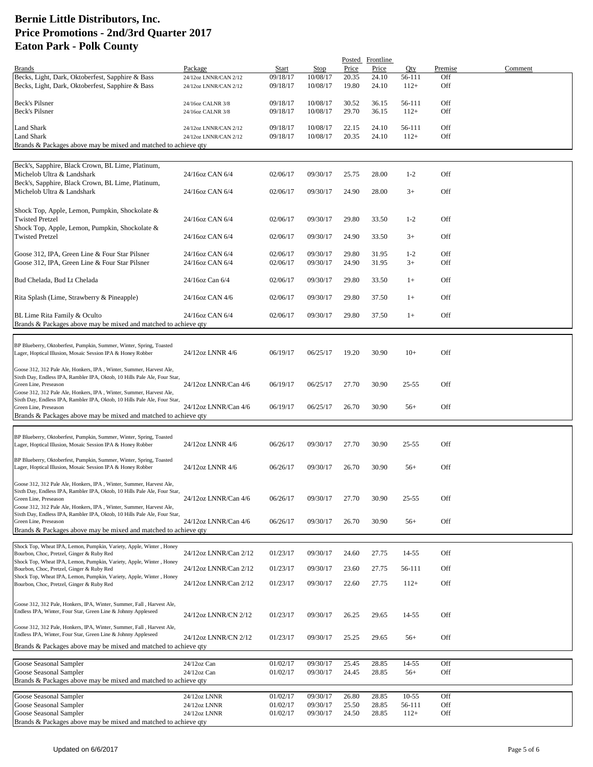# Bernie Little Distributors, Inc.
# Price Promotions - 2nd/3rd Quarter 2017
# Eaton Park - Polk County

| Brands | Package | Start | Stop | Posted Price | Frontline Price | Qty | Premise | Comment |
|---|---|---|---|---|---|---|---|---|
| Becks, Light, Dark, Oktoberfest, Sapphire & Bass | 24/12oz LNNR/CAN 2/12 | 09/18/17 | 10/08/17 | 20.35 | 24.10 | 56-111 | Off | |
| Becks, Light, Dark, Oktoberfest, Sapphire & Bass | 24/12oz LNNR/CAN 2/12 | 09/18/17 | 10/08/17 | 19.80 | 24.10 | 112+ | Off | |
| Beck's Pilsner | 24/16oz CALNR 3/8 | 09/18/17 | 10/08/17 | 30.52 | 36.15 | 56-111 | Off | |
| Beck's Pilsner | 24/16oz CALNR 3/8 | 09/18/17 | 10/08/17 | 29.70 | 36.15 | 112+ | Off | |
| Land Shark | 24/12oz LNNR/CAN 2/12 | 09/18/17 | 10/08/17 | 22.15 | 24.10 | 56-111 | Off | |
| Land Shark | 24/12oz LNNR/CAN 2/12 | 09/18/17 | 10/08/17 | 20.35 | 24.10 | 112+ | Off | |
| Brands & Packages above may be mixed and matched to achieve qty | | | | | | | | |
| Beck's, Sapphire, Black Crown, BL Lime, Platinum, Michelob Ultra & Landshark | 24/16oz CAN 6/4 | 02/06/17 | 09/30/17 | 25.75 | 28.00 | 1-2 | Off | |
| Beck's, Sapphire, Black Crown, BL Lime, Platinum, Michelob Ultra & Landshark | 24/16oz CAN 6/4 | 02/06/17 | 09/30/17 | 24.90 | 28.00 | 3+ | Off | |
| Shock Top, Apple, Lemon, Pumpkin, Shockolate & Twisted Pretzel | 24/16oz CAN 6/4 | 02/06/17 | 09/30/17 | 29.80 | 33.50 | 1-2 | Off | |
| Shock Top, Apple, Lemon, Pumpkin, Shockolate & Twisted Pretzel | 24/16oz CAN 6/4 | 02/06/17 | 09/30/17 | 24.90 | 33.50 | 3+ | Off | |
| Goose 312, IPA, Green Line & Four Star Pilsner | 24/16oz CAN 6/4 | 02/06/17 | 09/30/17 | 29.80 | 31.95 | 1-2 | Off | |
| Goose 312, IPA, Green Line & Four Star Pilsner | 24/16oz CAN 6/4 | 02/06/17 | 09/30/17 | 24.90 | 31.95 | 3+ | Off | |
| Bud Chelada, Bud Lt Chelada | 24/16oz Can 6/4 | 02/06/17 | 09/30/17 | 29.80 | 33.50 | 1+ | Off | |
| Rita Splash (Lime, Strawberry & Pineapple) | 24/16oz CAN 4/6 | 02/06/17 | 09/30/17 | 29.80 | 37.50 | 1+ | Off | |
| BL Lime Rita Family & Oculto | 24/16oz CAN 6/4 | 02/06/17 | 09/30/17 | 29.80 | 37.50 | 1+ | Off | |
| Brands & Packages above may be mixed and matched to achieve qty | | | | | | | | |
| BP Blueberry, Oktoberfest, Pumpkin, Summer, Winter, Spring, Toasted Lager, Hoptical Illusion, Mosaic Session IPA & Honey Robber | 24/12oz LNNR 4/6 | 06/19/17 | 06/25/17 | 19.20 | 30.90 | 10+ | Off | |
| Goose 312, 312 Pale Ale, Honkers, IPA , Winter, Summer, Harvest Ale, Sixth Day, Endless IPA, Rambler IPA, Oktob, 10 Hills Pale Ale, Four Star, Green Line, Preseason | 24/12oz LNNR/Can 4/6 | 06/19/17 | 06/25/17 | 27.70 | 30.90 | 25-55 | Off | |
| Goose 312, 312 Pale Ale, Honkers, IPA , Winter, Summer, Harvest Ale, Sixth Day, Endless IPA, Rambler IPA, Oktob, 10 Hills Pale Ale, Four Star, Green Line, Preseason | 24/12oz LNNR/Can 4/6 | 06/19/17 | 06/25/17 | 26.70 | 30.90 | 56+ | Off | |
| Brands & Packages above may be mixed and matched to achieve qty | | | | | | | | |
| BP Blueberry, Oktoberfest, Pumpkin, Summer, Winter, Spring, Toasted Lager, Hoptical Illusion, Mosaic Session IPA & Honey Robber | 24/12oz LNNR 4/6 | 06/26/17 | 09/30/17 | 27.70 | 30.90 | 25-55 | Off | |
| BP Blueberry, Oktoberfest, Pumpkin, Summer, Winter, Spring, Toasted Lager, Hoptical Illusion, Mosaic Session IPA & Honey Robber | 24/12oz LNNR 4/6 | 06/26/17 | 09/30/17 | 26.70 | 30.90 | 56+ | Off | |
| Goose 312, 312 Pale Ale, Honkers, IPA , Winter, Summer, Harvest Ale, Sixth Day, Endless IPA, Rambler IPA, Oktob, 10 Hills Pale Ale, Four Star, Green Line, Preseason | 24/12oz LNNR/Can 4/6 | 06/26/17 | 09/30/17 | 27.70 | 30.90 | 25-55 | Off | |
| Goose 312, 312 Pale Ale, Honkers, IPA , Winter, Summer, Harvest Ale, Sixth Day, Endless IPA, Rambler IPA, Oktob, 10 Hills Pale Ale, Four Star, Green Line, Preseason | 24/12oz LNNR/Can 4/6 | 06/26/17 | 09/30/17 | 26.70 | 30.90 | 56+ | Off | |
| Brands & Packages above may be mixed and matched to achieve qty | | | | | | | | |
| Shock Top, Wheat IPA, Lemon, Pumpkin, Variety, Apple, Winter , Honey Bourbon, Choc, Pretzel, Ginger & Ruby Red | 24/12oz LNNR/Can 2/12 | 01/23/17 | 09/30/17 | 24.60 | 27.75 | 14-55 | Off | |
| Shock Top, Wheat IPA, Lemon, Pumpkin, Variety, Apple, Winter , Honey Bourbon, Choc, Pretzel, Ginger & Ruby Red | 24/12oz LNNR/Can 2/12 | 01/23/17 | 09/30/17 | 23.60 | 27.75 | 56-111 | Off | |
| Shock Top, Wheat IPA, Lemon, Pumpkin, Variety, Apple, Winter , Honey Bourbon, Choc, Pretzel, Ginger & Ruby Red | 24/12oz LNNR/Can 2/12 | 01/23/17 | 09/30/17 | 22.60 | 27.75 | 112+ | Off | |
| Goose 312, 312 Pale, Honkers, IPA, Winter, Summer, Fall , Harvest Ale, Endless IPA, Winter, Four Star, Green Line & Johnny Appleseed | 24/12oz LNNR/CN 2/12 | 01/23/17 | 09/30/17 | 26.25 | 29.65 | 14-55 | Off | |
| Goose 312, 312 Pale, Honkers, IPA, Winter, Summer, Fall , Harvest Ale, Endless IPA, Winter, Four Star, Green Line & Johnny Appleseed | 24/12oz LNNR/CN 2/12 | 01/23/17 | 09/30/17 | 25.25 | 29.65 | 56+ | Off | |
| Brands & Packages above may be mixed and matched to achieve qty | | | | | | | | |
| Goose Seasonal Sampler | 24/12oz Can | 01/02/17 | 09/30/17 | 25.45 | 28.85 | 14-55 | Off | |
| Goose Seasonal Sampler | 24/12oz Can | 01/02/17 | 09/30/17 | 24.45 | 28.85 | 56+ | Off | |
| Brands & Packages above may be mixed and matched to achieve qty | | | | | | | | |
| Goose Seasonal Sampler | 24/12oz LNNR | 01/02/17 | 09/30/17 | 26.80 | 28.85 | 10-55 | Off | |
| Goose Seasonal Sampler | 24/12oz LNNR | 01/02/17 | 09/30/17 | 25.50 | 28.85 | 56-111 | Off | |
| Goose Seasonal Sampler | 24/12oz LNNR | 01/02/17 | 09/30/17 | 24.50 | 28.85 | 112+ | Off | |
| Brands & Packages above may be mixed and matched to achieve qty | | | | | | | | |

Updated on 6/6/2017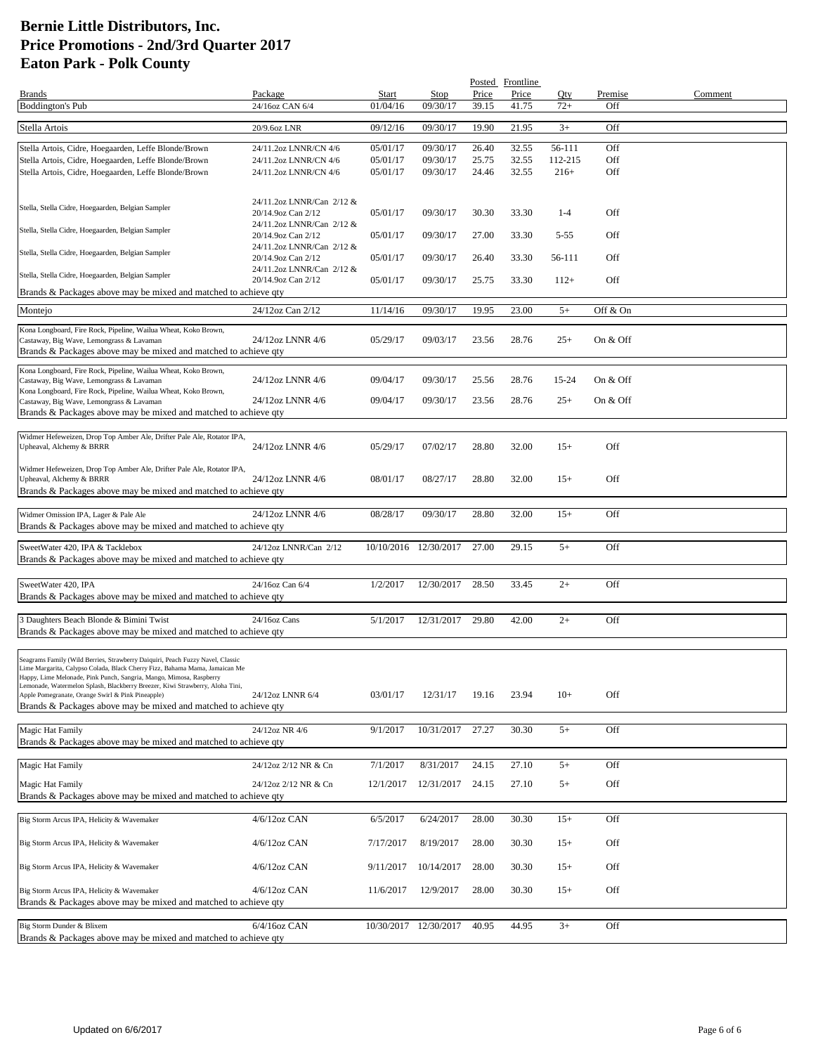# Bernie Little Distributors, Inc.
# Price Promotions - 2nd/3rd Quarter 2017
# Eaton Park - Polk County

| Brands | Package | Start | Stop | Posted Price | Frontline Price | Qty | Premise | Comment |
|---|---|---|---|---|---|---|---|---|
| Boddington's Pub | 24/16oz CAN 6/4 | 01/04/16 | 09/30/17 | 39.15 | 41.75 | 72+ | Off | |
| Stella Artois | 20/9.6oz LNR | 09/12/16 | 09/30/17 | 19.90 | 21.95 | 3+ | Off | |
| Stella Artois, Cidre, Hoegaarden, Leffe Blonde/Brown | 24/11.2oz LNNR/CN 4/6 | 05/01/17 | 09/30/17 | 26.40 | 32.55 | 56-111 | Off | |
| Stella Artois, Cidre, Hoegaarden, Leffe Blonde/Brown | 24/11.2oz LNNR/CN 4/6 | 05/01/17 | 09/30/17 | 25.75 | 32.55 | 112-215 | Off | |
| Stella Artois, Cidre, Hoegaarden, Leffe Blonde/Brown | 24/11.2oz LNNR/CN 4/6 | 05/01/17 | 09/30/17 | 24.46 | 32.55 | 216+ | Off | |
| Stella, Stella Cidre, Hoegaarden, Belgian Sampler | 24/11.2oz LNNR/Can 2/12 & 20/14.9oz Can 2/12 | 05/01/17 | 09/30/17 | 30.30 | 33.30 | 1-4 | Off | |
| Stella, Stella Cidre, Hoegaarden, Belgian Sampler | 24/11.2oz LNNR/Can 2/12 & 20/14.9oz Can 2/12 | 05/01/17 | 09/30/17 | 27.00 | 33.30 | 5-55 | Off | |
| Stella, Stella Cidre, Hoegaarden, Belgian Sampler | 24/11.2oz LNNR/Can 2/12 & 20/14.9oz Can 2/12 | 05/01/17 | 09/30/17 | 26.40 | 33.30 | 56-111 | Off | |
| Stella, Stella Cidre, Hoegaarden, Belgian Sampler | 24/11.2oz LNNR/Can 2/12 & 20/14.9oz Can 2/12 | 05/01/17 | 09/30/17 | 25.75 | 33.30 | 112+ | Off | |
| Brands & Packages above may be mixed and matched to achieve qty | | | | | | | | |
| Montejo | 24/12oz Can 2/12 | 11/14/16 | 09/30/17 | 19.95 | 23.00 | 5+ | Off & On | |
| Kona Longboard, Fire Rock, Pipeline, Wailua Wheat, Koko Brown, Castaway, Big Wave, Lemongrass & Lavaman | 24/12oz LNNR 4/6 | 05/29/17 | 09/03/17 | 23.56 | 28.76 | 25+ | On & Off | |
| Brands & Packages above may be mixed and matched to achieve qty | | | | | | | | |
| Kona Longboard, Fire Rock, Pipeline, Wailua Wheat, Koko Brown, Castaway, Big Wave, Lemongrass & Lavaman | 24/12oz LNNR 4/6 | 09/04/17 | 09/30/17 | 25.56 | 28.76 | 15-24 | On & Off | |
| Kona Longboard, Fire Rock, Pipeline, Wailua Wheat, Koko Brown, Castaway, Big Wave, Lemongrass & Lavaman | 24/12oz LNNR 4/6 | 09/04/17 | 09/30/17 | 23.56 | 28.76 | 25+ | On & Off | |
| Brands & Packages above may be mixed and matched to achieve qty | | | | | | | | |
| Widmer Hefeweizen, Drop Top Amber Ale, Drifter Pale Ale, Rotator IPA, Upheaval, Alchemy & BRRR | 24/12oz LNNR 4/6 | 05/29/17 | 07/02/17 | 28.80 | 32.00 | 15+ | Off | |
| Widmer Hefeweizen, Drop Top Amber Ale, Drifter Pale Ale, Rotator IPA, Upheaval, Alchemy & BRRR | 24/12oz LNNR 4/6 | 08/01/17 | 08/27/17 | 28.80 | 32.00 | 15+ | Off | |
| Brands & Packages above may be mixed and matched to achieve qty | | | | | | | | |
| Widmer Omission IPA, Lager & Pale Ale | 24/12oz LNNR 4/6 | 08/28/17 | 09/30/17 | 28.80 | 32.00 | 15+ | Off | |
| Brands & Packages above may be mixed and matched to achieve qty | | | | | | | | |
| SweetWater 420, IPA & Tacklebox | 24/12oz LNNR/Can 2/12 | 10/10/2016 | 12/30/2017 | 27.00 | 29.15 | 5+ | Off | |
| Brands & Packages above may be mixed and matched to achieve qty | | | | | | | | |
| SweetWater 420, IPA | 24/16oz Can 6/4 | 1/2/2017 | 12/30/2017 | 28.50 | 33.45 | 2+ | Off | |
| Brands & Packages above may be mixed and matched to achieve qty | | | | | | | | |
| 3 Daughters Beach Blonde & Bimini Twist | 24/16oz Cans | 5/1/2017 | 12/31/2017 | 29.80 | 42.00 | 2+ | Off | |
| Brands & Packages above may be mixed and matched to achieve qty | | | | | | | | |
| Seagrams Family (Wild Berries, Strawberry Daiquiri, Peach Fuzzy Navel, Classic Lime Margarita, Calypso Colada, Black Cherry Fizz, Bahama Mama, Jamaican Me Happy, Lime Melonade, Pink Punch, Sangria, Mango, Mimosa, Raspberry Lemonade, Watermelon Splash, Blackberry Breezer, Kiwi Strawberry, Aloha Tini, Apple Pomegranate, Orange Swirl & Pink Pineapple) | 24/12oz LNNR 6/4 | 03/01/17 | 12/31/17 | 19.16 | 23.94 | 10+ | Off | |
| Brands & Packages above may be mixed and matched to achieve qty | | | | | | | | |
| Magic Hat Family | 24/12oz NR 4/6 | 9/1/2017 | 10/31/2017 | 27.27 | 30.30 | 5+ | Off | |
| Brands & Packages above may be mixed and matched to achieve qty | | | | | | | | |
| Magic Hat Family | 24/12oz 2/12 NR & Cn | 7/1/2017 | 8/31/2017 | 24.15 | 27.10 | 5+ | Off | |
| Magic Hat Family | 24/12oz 2/12 NR & Cn | 12/1/2017 | 12/31/2017 | 24.15 | 27.10 | 5+ | Off | |
| Brands & Packages above may be mixed and matched to achieve qty | | | | | | | | |
| Big Storm Arcus IPA, Helicity & Wavemaker | 4/6/12oz CAN | 6/5/2017 | 6/24/2017 | 28.00 | 30.30 | 15+ | Off | |
| Big Storm Arcus IPA, Helicity & Wavemaker | 4/6/12oz CAN | 7/17/2017 | 8/19/2017 | 28.00 | 30.30 | 15+ | Off | |
| Big Storm Arcus IPA, Helicity & Wavemaker | 4/6/12oz CAN | 9/11/2017 | 10/14/2017 | 28.00 | 30.30 | 15+ | Off | |
| Big Storm Arcus IPA, Helicity & Wavemaker | 4/6/12oz CAN | 11/6/2017 | 12/9/2017 | 28.00 | 30.30 | 15+ | Off | |
| Brands & Packages above may be mixed and matched to achieve qty | | | | | | | | |
| Big Storm Dunder & Blixem | 6/4/16oz CAN | 10/30/2017 | 12/30/2017 | 40.95 | 44.95 | 3+ | Off | |
| Brands & Packages above may be mixed and matched to achieve qty | | | | | | | | |

Updated on 6/6/2017